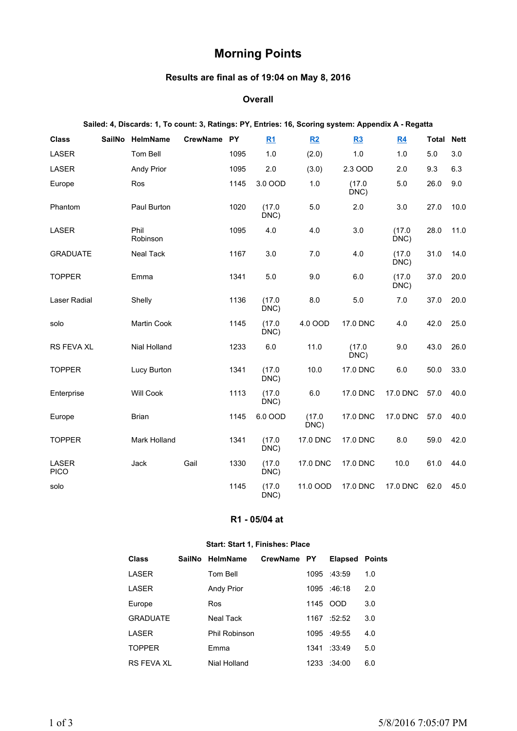# Morning Points

### Results are final as of 19:04 on May 8, 2016

### Overall

**Sailed: 4, Discards: 1, To count: 3, Ratings: PY, Entries: 16, Scoring system: Appendix A - Regatta**

| Class | SailNo | HelmName | CrewName | PY | R1 | R2 | R3 | R4 | Total | Nett |
|---|---|---|---|---|---|---|---|---|---|---|
| LASER | | Tom Bell | | 1095 | 1.0 | (2.0) | 1.0 | 1.0 | 5.0 | 3.0 |
| LASER | | Andy Prior | | 1095 | 2.0 | (3.0) | 2.3 OOD | 2.0 | 9.3 | 6.3 |
| Europe | | Ros | | 1145 | 3.0 OOD | 1.0 | (17.0 DNC) | 5.0 | 26.0 | 9.0 |
| Phantom | | Paul Burton | | 1020 | (17.0 DNC) | 5.0 | 2.0 | 3.0 | 27.0 | 10.0 |
| LASER | | Phil Robinson | | 1095 | 4.0 | 4.0 | 3.0 | (17.0 DNC) | 28.0 | 11.0 |
| GRADUATE | | Neal Tack | | 1167 | 3.0 | 7.0 | 4.0 | (17.0 DNC) | 31.0 | 14.0 |
| TOPPER | | Emma | | 1341 | 5.0 | 9.0 | 6.0 | (17.0 DNC) | 37.0 | 20.0 |
| Laser Radial | | Shelly | | 1136 | (17.0 DNC) | 8.0 | 5.0 | 7.0 | 37.0 | 20.0 |
| solo | | Martin Cook | | 1145 | (17.0 DNC) | 4.0 OOD | 17.0 DNC | 4.0 | 42.0 | 25.0 |
| RS FEVA XL | | Nial Holland | | 1233 | 6.0 | 11.0 | (17.0 DNC) | 9.0 | 43.0 | 26.0 |
| TOPPER | | Lucy Burton | | 1341 | (17.0 DNC) | 10.0 | 17.0 DNC | 6.0 | 50.0 | 33.0 |
| Enterprise | | Will Cook | | 1113 | (17.0 DNC) | 6.0 | 17.0 DNC | 17.0 DNC | 57.0 | 40.0 |
| Europe | | Brian | | 1145 | 6.0 OOD | (17.0 DNC) | 17.0 DNC | 17.0 DNC | 57.0 | 40.0 |
| TOPPER | | Mark Holland | | 1341 | (17.0 DNC) | 17.0 DNC | 17.0 DNC | 8.0 | 59.0 | 42.0 |
| LASER PICO | | Jack | Gail | 1330 | (17.0 DNC) | 17.0 DNC | 17.0 DNC | 10.0 | 61.0 | 44.0 |
| solo | | | | 1145 | (17.0 DNC) | 11.0 OOD | 17.0 DNC | 17.0 DNC | 62.0 | 45.0 |

### R1 - 05/04 at

**Start: Start 1, Finishes: Place**

| Class | SailNo | HelmName | CrewName | PY | Elapsed | Points |
|---|---|---|---|---|---|---|
| LASER | | Tom Bell | | 1095 | :43:59 | 1.0 |
| LASER | | Andy Prior | | 1095 | :46:18 | 2.0 |
| Europe | | Ros | | 1145 | OOD | 3.0 |
| GRADUATE | | Neal Tack | | 1167 | :52:52 | 3.0 |
| LASER | | Phil Robinson | | 1095 | :49:55 | 4.0 |
| TOPPER | | Emma | | 1341 | :33:49 | 5.0 |
| RS FEVA XL | | Nial Holland | | 1233 | :34:00 | 6.0 |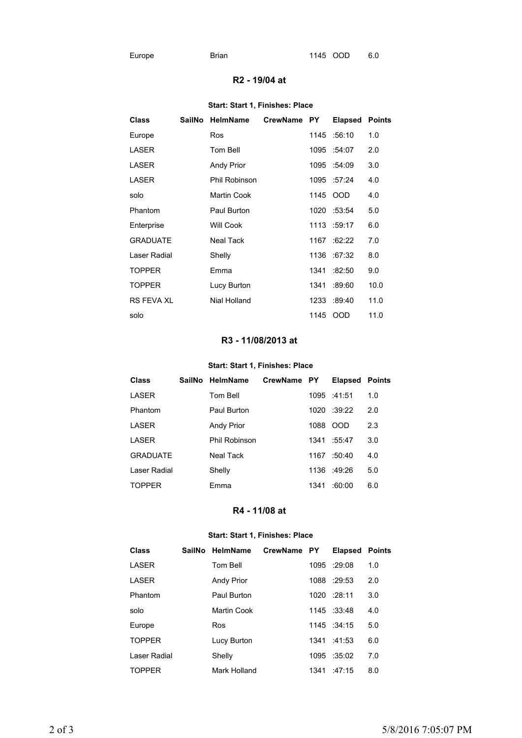| Europe | | Brian | | 1145 | OOD | 6.0 |
|---|---|---|---|---|---|---|

## R2 - 19/04 at

**Start: Start 1, Finishes: Place**

| Class | SailNo | HelmName | CrewName | PY | Elapsed | Points |
|---|---|---|---|---|---|---|
| Europe | | Ros | | 1145 | :56:10 | 1.0 |
| LASER | | Tom Bell | | 1095 | :54:07 | 2.0 |
| LASER | | Andy Prior | | 1095 | :54:09 | 3.0 |
| LASER | | Phil Robinson | | 1095 | :57:24 | 4.0 |
| solo | | Martin Cook | | 1145 | OOD | 4.0 |
| Phantom | | Paul Burton | | 1020 | :53:54 | 5.0 |
| Enterprise | | Will Cook | | 1113 | :59:17 | 6.0 |
| GRADUATE | | Neal Tack | | 1167 | :62:22 | 7.0 |
| Laser Radial | | Shelly | | 1136 | :67:32 | 8.0 |
| TOPPER | | Emma | | 1341 | :82:50 | 9.0 |
| TOPPER | | Lucy Burton | | 1341 | :89:60 | 10.0 |
| RS FEVA XL | | Nial Holland | | 1233 | :89:40 | 11.0 |
| solo | | | | 1145 | OOD | 11.0 |

## R3 - 11/08/2013 at

**Start: Start 1, Finishes: Place**

| Class | SailNo | HelmName | CrewName | PY | Elapsed | Points |
|---|---|---|---|---|---|---|
| LASER | | Tom Bell | | 1095 | :41:51 | 1.0 |
| Phantom | | Paul Burton | | 1020 | :39:22 | 2.0 |
| LASER | | Andy Prior | | 1088 | OOD | 2.3 |
| LASER | | Phil Robinson | | 1341 | :55:47 | 3.0 |
| GRADUATE | | Neal Tack | | 1167 | :50:40 | 4.0 |
| Laser Radial | | Shelly | | 1136 | :49:26 | 5.0 |
| TOPPER | | Emma | | 1341 | :60:00 | 6.0 |

## R4 - 11/08 at

**Start: Start 1, Finishes: Place**

| Class | SailNo | HelmName | CrewName | PY | Elapsed | Points |
|---|---|---|---|---|---|---|
| LASER | | Tom Bell | | 1095 | :29:08 | 1.0 |
| LASER | | Andy Prior | | 1088 | :29:53 | 2.0 |
| Phantom | | Paul Burton | | 1020 | :28:11 | 3.0 |
| solo | | Martin Cook | | 1145 | :33:48 | 4.0 |
| Europe | | Ros | | 1145 | :34:15 | 5.0 |
| TOPPER | | Lucy Burton | | 1341 | :41:53 | 6.0 |
| Laser Radial | | Shelly | | 1095 | :35:02 | 7.0 |
| TOPPER | | Mark Holland | | 1341 | :47:15 | 8.0 |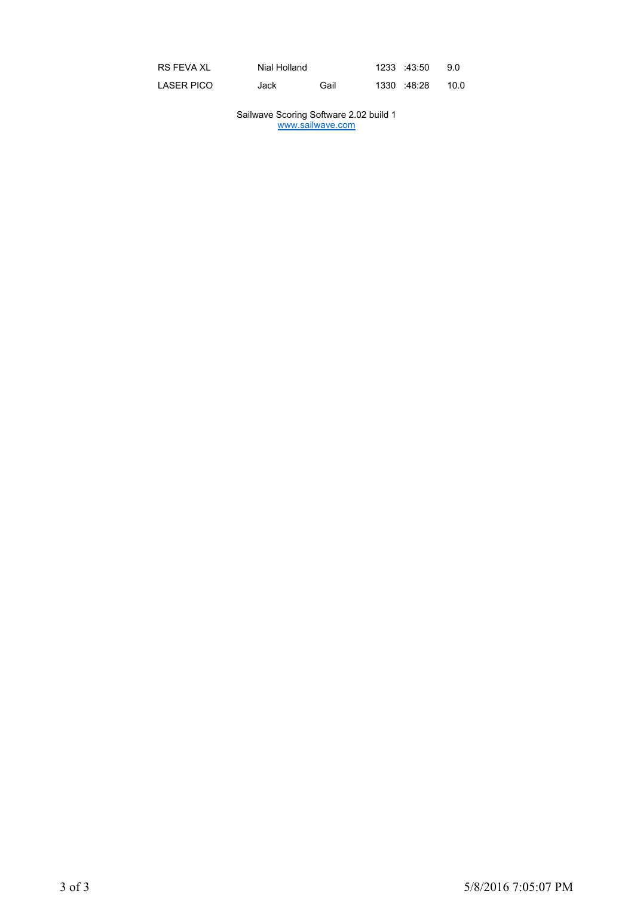| | | | | | |
|---|---|---|---|---|---|
| RS FEVA XL | Nial Holland | | 1233 | :43:50 | 9.0 |
| LASER PICO | Jack | Gail | 1330 | :48:28 | 10.0 |

Sailwave Scoring Software 2.02 build 1
www.sailwave.com